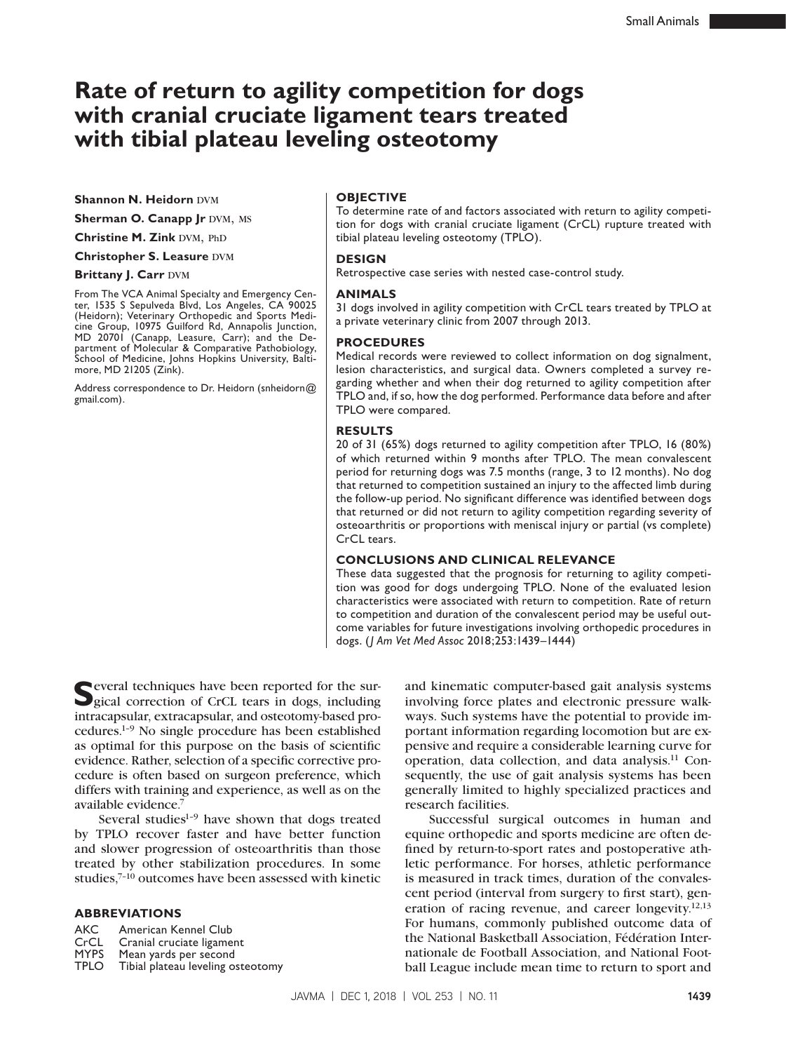# Rate of return to agility competition for dogs with cranial cruciate ligament tears treated with tibial plateau leveling osteotomy

**Shannon N. Heidorn** DVM

**Sherman O. Canapp Jr** DVM, MS

**Christine M. Zink** DVM, PhD

**Christopher S. Leasure** DVM

**Brittany J. Carr** DVM

From The VCA Animal Specialty and Emergency Center, 1535 S Sepulveda Blvd, Los Angeles, CA 90025 (Heidorn); Veterinary Orthopedic and Sports Medicine Group, 10975 Guilford Rd, Annapolis Junction, MD 20701 (Canapp, Leasure, Carr); and the Department of Molecular & Comparative Pathobiology, School of Medicine, Johns Hopkins University, Baltimore, MD 21205 (Zink).

Address correspondence to Dr. Heidorn (snheidorn@gmail.com).

## OBJECTIVE

To determine rate of and factors associated with return to agility competition for dogs with cranial cruciate ligament (CrCL) rupture treated with tibial plateau leveling osteotomy (TPLO).

## DESIGN

Retrospective case series with nested case-control study.

## ANIMALS

31 dogs involved in agility competition with CrCL tears treated by TPLO at a private veterinary clinic from 2007 through 2013.

## PROCEDURES

Medical records were reviewed to collect information on dog signalment, lesion characteristics, and surgical data. Owners completed a survey regarding whether and when their dog returned to agility competition after TPLO and, if so, how the dog performed. Performance data before and after TPLO were compared.

## RESULTS

20 of 31 (65%) dogs returned to agility competition after TPLO, 16 (80%) of which returned within 9 months after TPLO. The mean convalescent period for returning dogs was 7.5 months (range, 3 to 12 months). No dog that returned to competition sustained an injury to the affected limb during the follow-up period. No significant difference was identified between dogs that returned or did not return to agility competition regarding severity of osteoarthritis or proportions with meniscal injury or partial (vs complete) CrCL tears.

## CONCLUSIONS AND CLINICAL RELEVANCE

These data suggested that the prognosis for returning to agility competition was good for dogs undergoing TPLO. None of the evaluated lesion characteristics were associated with return to competition. Rate of return to competition and duration of the convalescent period may be useful outcome variables for future investigations involving orthopedic procedures in dogs. (*J Am Vet Med Assoc* 2018;253:1439–1444)

Several techniques have been reported for the surgical correction of CrCL tears in dogs, including intracapsular, extracapsular, and osteotomy-based procedures.[1–9] No single procedure has been established as optimal for this purpose on the basis of scientific evidence. Rather, selection of a specific corrective procedure is often based on surgeon preference, which differs with training and experience, as well as on the available evidence.[7]

Several studies[1–9] have shown that dogs treated by TPLO recover faster and have better function and slower progression of osteoarthritis than those treated by other stabilization procedures. In some studies,[7–10] outcomes have been assessed with kinetic and kinematic computer-based gait analysis systems involving force plates and electronic pressure walkways. Such systems have the potential to provide important information regarding locomotion but are expensive and require a considerable learning curve for operation, data collection, and data analysis.[11] Consequently, the use of gait analysis systems has been generally limited to highly specialized practices and research facilities.

Successful surgical outcomes in human and equine orthopedic and sports medicine are often defined by return-to-sport rates and postoperative athletic performance. For horses, athletic performance is measured in track times, duration of the convalescent period (interval from surgery to first start), generation of racing revenue, and career longevity.[12,13] For humans, commonly published outcome data of the National Basketball Association, Fédération Internationale de Football Association, and National Football League include mean time to return to sport and

## ABBREVIATIONS

| | |
|---|---|
| AKC | American Kennel Club |
| CrCL | Cranial cruciate ligament |
| MYPS | Mean yards per second |
| TPLO | Tibial plateau leveling osteotomy |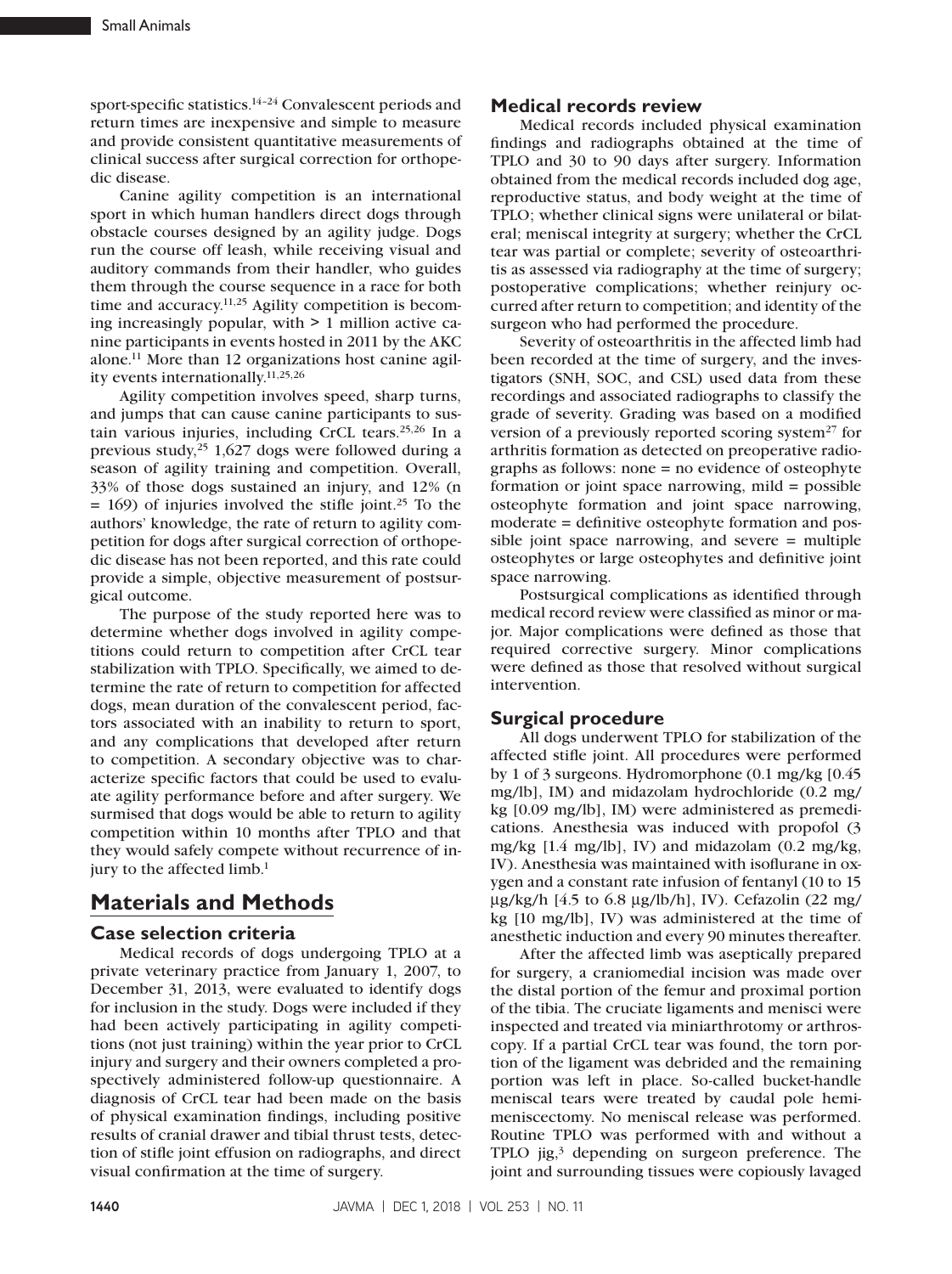sport-specific statistics.[14–24] Convalescent periods and return times are inexpensive and simple to measure and provide consistent quantitative measurements of clinical success after surgical correction for orthopedic disease.

Canine agility competition is an international sport in which human handlers direct dogs through obstacle courses designed by an agility judge. Dogs run the course off leash, while receiving visual and auditory commands from their handler, who guides them through the course sequence in a race for both time and accuracy.[11,25] Agility competition is becoming increasingly popular, with > 1 million active canine participants in events hosted in 2011 by the AKC alone.[11] More than 12 organizations host canine agility events internationally.[11,25,26]

Agility competition involves speed, sharp turns, and jumps that can cause canine participants to sustain various injuries, including CrCL tears.[25,26] In a previous study,[25] 1,627 dogs were followed during a season of agility training and competition. Overall, 33% of those dogs sustained an injury, and 12% (n = 169) of injuries involved the stifle joint.[25] To the authors' knowledge, the rate of return to agility competition for dogs after surgical correction of orthopedic disease has not been reported, and this rate could provide a simple, objective measurement of postsurgical outcome.

The purpose of the study reported here was to determine whether dogs involved in agility competitions could return to competition after CrCL tear stabilization with TPLO. Specifically, we aimed to determine the rate of return to competition for affected dogs, mean duration of the convalescent period, factors associated with an inability to return to sport, and any complications that developed after return to competition. A secondary objective was to characterize specific factors that could be used to evaluate agility performance before and after surgery. We surmised that dogs would be able to return to agility competition within 10 months after TPLO and that they would safely compete without recurrence of injury to the affected limb.[1]

# Materials and Methods

## Case selection criteria

Medical records of dogs undergoing TPLO at a private veterinary practice from January 1, 2007, to December 31, 2013, were evaluated to identify dogs for inclusion in the study. Dogs were included if they had been actively participating in agility competitions (not just training) within the year prior to CrCL injury and surgery and their owners completed a prospectively administered follow-up questionnaire. A diagnosis of CrCL tear had been made on the basis of physical examination findings, including positive results of cranial drawer and tibial thrust tests, detection of stifle joint effusion on radiographs, and direct visual confirmation at the time of surgery.

## Medical records review

Medical records included physical examination findings and radiographs obtained at the time of TPLO and 30 to 90 days after surgery. Information obtained from the medical records included dog age, reproductive status, and body weight at the time of TPLO; whether clinical signs were unilateral or bilateral; meniscal integrity at surgery; whether the CrCL tear was partial or complete; severity of osteoarthritis as assessed via radiography at the time of surgery; postoperative complications; whether reinjury occurred after return to competition; and identity of the surgeon who had performed the procedure.

Severity of osteoarthritis in the affected limb had been recorded at the time of surgery, and the investigators (SNH, SOC, and CSL) used data from these recordings and associated radiographs to classify the grade of severity. Grading was based on a modified version of a previously reported scoring system[27] for arthritis formation as detected on preoperative radiographs as follows: none = no evidence of osteophyte formation or joint space narrowing, mild = possible osteophyte formation and joint space narrowing, moderate = definitive osteophyte formation and possible joint space narrowing, and severe = multiple osteophytes or large osteophytes and definitive joint space narrowing.

Postsurgical complications as identified through medical record review were classified as minor or major. Major complications were defined as those that required corrective surgery. Minor complications were defined as those that resolved without surgical intervention.

## Surgical procedure

All dogs underwent TPLO for stabilization of the affected stifle joint. All procedures were performed by 1 of 3 surgeons. Hydromorphone (0.1 mg/kg [0.45 mg/lb], IM) and midazolam hydrochloride (0.2 mg/kg [0.09 mg/lb], IM) were administered as premedications. Anesthesia was induced with propofol (3 mg/kg [1.4 mg/lb], IV) and midazolam (0.2 mg/kg, IV). Anesthesia was maintained with isoflurane in oxygen and a constant rate infusion of fentanyl (10 to 15 µg/kg/h [4.5 to 6.8 µg/lb/h], IV). Cefazolin (22 mg/kg [10 mg/lb], IV) was administered at the time of anesthetic induction and every 90 minutes thereafter.

After the affected limb was aseptically prepared for surgery, a craniomedial incision was made over the distal portion of the femur and proximal portion of the tibia. The cruciate ligaments and menisci were inspected and treated via miniarthrotomy or arthroscopy. If a partial CrCL tear was found, the torn portion of the ligament was debrided and the remaining portion was left in place. So-called bucket-handle meniscal tears were treated by caudal pole hemimeniscectomy. No meniscal release was performed. Routine TPLO was performed with and without a TPLO jig,[3] depending on surgeon preference. The joint and surrounding tissues were copiously lavaged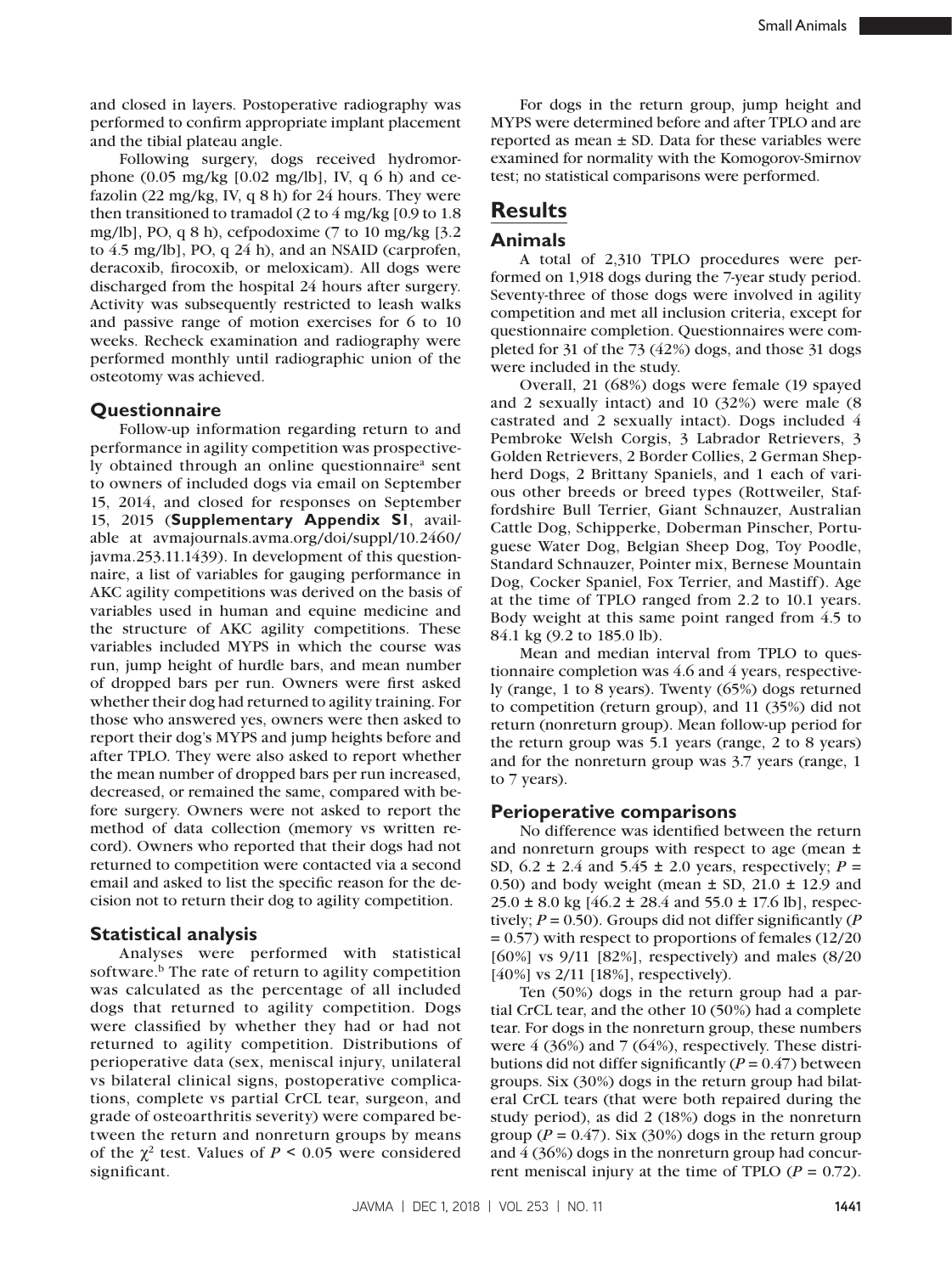and closed in layers. Postoperative radiography was performed to confirm appropriate implant placement and the tibial plateau angle.

Following surgery, dogs received hydromorphone (0.05 mg/kg [0.02 mg/lb], IV, q 6 h) and cefazolin (22 mg/kg, IV, q 8 h) for 24 hours. They were then transitioned to tramadol (2 to 4 mg/kg [0.9 to 1.8 mg/lb], PO, q 8 h), cefpodoxime (7 to 10 mg/kg [3.2 to 4.5 mg/lb], PO, q 24 h), and an NSAID (carprofen, deracoxib, firocoxib, or meloxicam). All dogs were discharged from the hospital 24 hours after surgery. Activity was subsequently restricted to leash walks and passive range of motion exercises for 6 to 10 weeks. Recheck examination and radiography were performed monthly until radiographic union of the osteotomy was achieved.

### Questionnaire

Follow-up information regarding return to and performance in agility competition was prospectively obtained through an online questionnaire[a] sent to owners of included dogs via email on September 15, 2014, and closed for responses on September 15, 2015 (**Supplementary Appendix S1**, available at avmajournals.avma.org/doi/suppl/10.2460/javma.253.11.1439). In development of this questionnaire, a list of variables for gauging performance in AKC agility competitions was derived on the basis of variables used in human and equine medicine and the structure of AKC agility competitions. These variables included MYPS in which the course was run, jump height of hurdle bars, and mean number of dropped bars per run. Owners were first asked whether their dog had returned to agility training. For those who answered yes, owners were then asked to report their dog's MYPS and jump heights before and after TPLO. They were also asked to report whether the mean number of dropped bars per run increased, decreased, or remained the same, compared with before surgery. Owners were not asked to report the method of data collection (memory vs written record). Owners who reported that their dogs had not returned to competition were contacted via a second email and asked to list the specific reason for the decision not to return their dog to agility competition.

### Statistical analysis

Analyses were performed with statistical software.[b] The rate of return to agility competition was calculated as the percentage of all included dogs that returned to agility competition. Dogs were classified by whether they had or had not returned to agility competition. Distributions of perioperative data (sex, meniscal injury, unilateral vs bilateral clinical signs, postoperative complications, complete vs partial CrCL tear, surgeon, and grade of osteoarthritis severity) were compared between the return and nonreturn groups by means of the $\chi^2$ test. Values of $P < 0.05$ were considered significant.

For dogs in the return group, jump height and MYPS were determined before and after TPLO and are reported as mean ± SD. Data for these variables were examined for normality with the Komogorov-Smirnov test; no statistical comparisons were performed.

## Results

### Animals

A total of 2,310 TPLO procedures were performed on 1,918 dogs during the 7-year study period. Seventy-three of those dogs were involved in agility competition and met all inclusion criteria, except for questionnaire completion. Questionnaires were completed for 31 of the 73 (42%) dogs, and those 31 dogs were included in the study.

Overall, 21 (68%) dogs were female (19 spayed and 2 sexually intact) and 10 (32%) were male (8 castrated and 2 sexually intact). Dogs included 4 Pembroke Welsh Corgis, 3 Labrador Retrievers, 3 Golden Retrievers, 2 Border Collies, 2 German Shepherd Dogs, 2 Brittany Spaniels, and 1 each of various other breeds or breed types (Rottweiler, Staffordshire Bull Terrier, Giant Schnauzer, Australian Cattle Dog, Schipperke, Doberman Pinscher, Portuguese Water Dog, Belgian Sheep Dog, Toy Poodle, Standard Schnauzer, Pointer mix, Bernese Mountain Dog, Cocker Spaniel, Fox Terrier, and Mastiff). Age at the time of TPLO ranged from 2.2 to 10.1 years. Body weight at this same point ranged from 4.5 to 84.1 kg (9.2 to 185.0 lb).

Mean and median interval from TPLO to questionnaire completion was 4.6 and 4 years, respectively (range, 1 to 8 years). Twenty (65%) dogs returned to competition (return group), and 11 (35%) did not return (nonreturn group). Mean follow-up period for the return group was 5.1 years (range, 2 to 8 years) and for the nonreturn group was 3.7 years (range, 1 to 7 years).

### Perioperative comparisons

No difference was identified between the return and nonreturn groups with respect to age (mean ± SD, 6.2 ± 2.4 and 5.45 ± 2.0 years, respectively; $P = 0.50$) and body weight (mean ± SD, 21.0 ± 12.9 and 25.0 ± 8.0 kg [46.2 ± 28.4 and 55.0 ± 17.6 lb], respectively; $P = 0.50$). Groups did not differ significantly ($P = 0.57$) with respect to proportions of females (12/20 [60%] vs 9/11 [82%], respectively) and males (8/20 [40%] vs 2/11 [18%], respectively).

Ten (50%) dogs in the return group had a partial CrCL tear, and the other 10 (50%) had a complete tear. For dogs in the nonreturn group, these numbers were 4 (36%) and 7 (64%), respectively. These distributions did not differ significantly ($P = 0.47$) between groups. Six (30%) dogs in the return group had bilateral CrCL tears (that were both repaired during the study period), as did 2 (18%) dogs in the nonreturn group ($P = 0.47$). Six (30%) dogs in the return group and 4 (36%) dogs in the nonreturn group had concurrent meniscal injury at the time of TPLO ($P = 0.72$).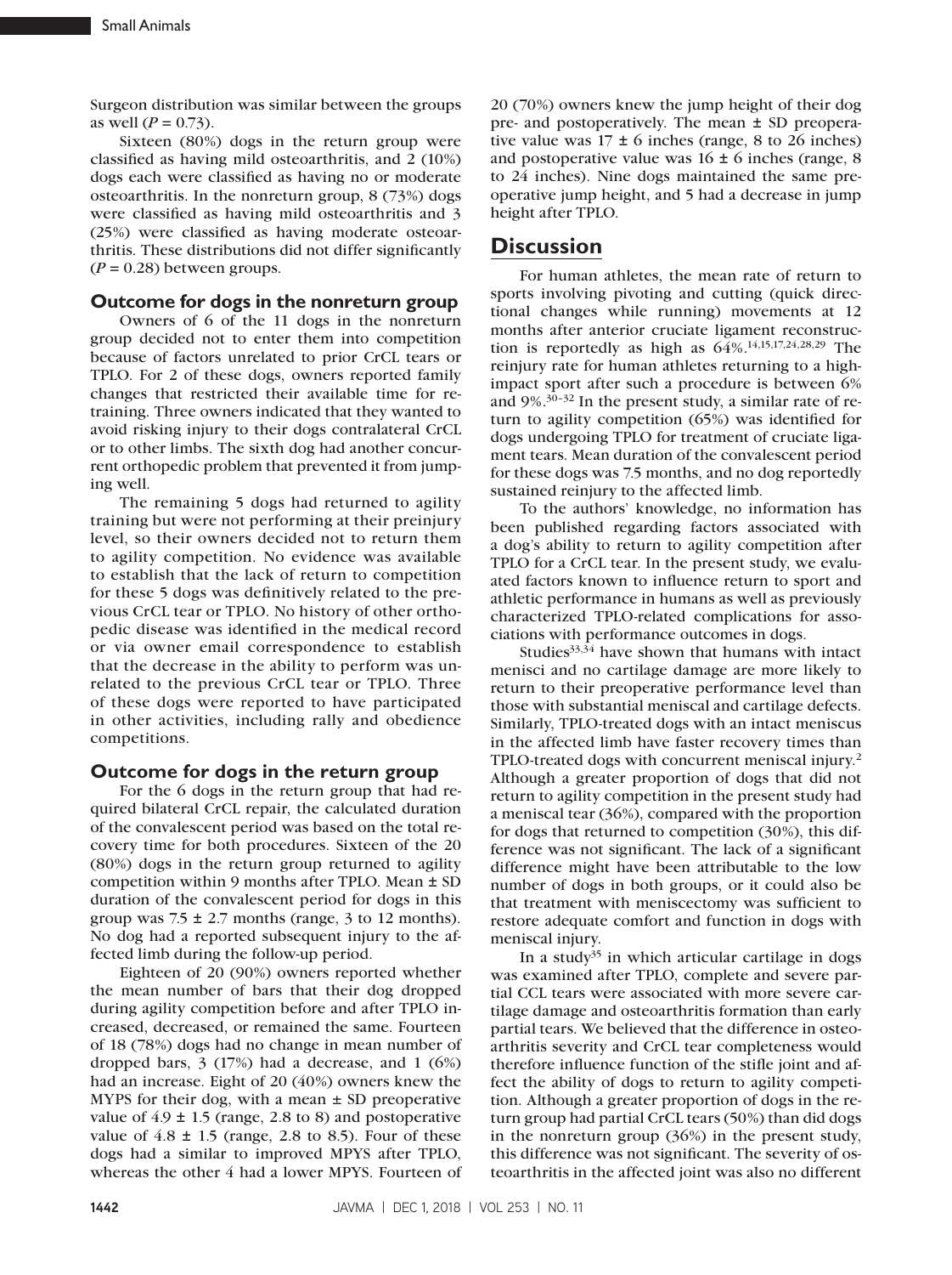Surgeon distribution was similar between the groups as well (P = 0.73).

Sixteen (80%) dogs in the return group were classified as having mild osteoarthritis, and 2 (10%) dogs each were classified as having no or moderate osteoarthritis. In the nonreturn group, 8 (73%) dogs were classified as having mild osteoarthritis and 3 (25%) were classified as having moderate osteoarthritis. These distributions did not differ significantly (P = 0.28) between groups.

### Outcome for dogs in the nonreturn group

Owners of 6 of the 11 dogs in the nonreturn group decided not to enter them into competition because of factors unrelated to prior CrCL tears or TPLO. For 2 of these dogs, owners reported family changes that restricted their available time for retraining. Three owners indicated that they wanted to avoid risking injury to their dogs contralateral CrCL or to other limbs. The sixth dog had another concurrent orthopedic problem that prevented it from jumping well.

The remaining 5 dogs had returned to agility training but were not performing at their preinjury level, so their owners decided not to return them to agility competition. No evidence was available to establish that the lack of return to competition for these 5 dogs was definitively related to the previous CrCL tear or TPLO. No history of other orthopedic disease was identified in the medical record or via owner email correspondence to establish that the decrease in the ability to perform was unrelated to the previous CrCL tear or TPLO. Three of these dogs were reported to have participated in other activities, including rally and obedience competitions.

### Outcome for dogs in the return group

For the 6 dogs in the return group that had required bilateral CrCL repair, the calculated duration of the convalescent period was based on the total recovery time for both procedures. Sixteen of the 20 (80%) dogs in the return group returned to agility competition within 9 months after TPLO. Mean ± SD duration of the convalescent period for dogs in this group was 7.5 ± 2.7 months (range, 3 to 12 months). No dog had a reported subsequent injury to the affected limb during the follow-up period.

Eighteen of 20 (90%) owners reported whether the mean number of bars that their dog dropped during agility competition before and after TPLO increased, decreased, or remained the same. Fourteen of 18 (78%) dogs had no change in mean number of dropped bars, 3 (17%) had a decrease, and 1 (6%) had an increase. Eight of 20 (40%) owners knew the MYPS for their dog, with a mean ± SD preoperative value of 4.9 ± 1.5 (range, 2.8 to 8) and postoperative value of 4.8 ± 1.5 (range, 2.8 to 8.5). Four of these dogs had a similar to improved MPYS after TPLO, whereas the other 4 had a lower MPYS. Fourteen of 20 (70%) owners knew the jump height of their dog pre- and postoperatively. The mean ± SD preoperative value was 17 ± 6 inches (range, 8 to 26 inches) and postoperative value was 16 ± 6 inches (range, 8 to 24 inches). Nine dogs maintained the same preoperative jump height, and 5 had a decrease in jump height after TPLO.

## Discussion

For human athletes, the mean rate of return to sports involving pivoting and cutting (quick directional changes while running) movements at 12 months after anterior cruciate ligament reconstruction is reportedly as high as 64%.[14,15,17,24,28,29] The reinjury rate for human athletes returning to a high-impact sport after such a procedure is between 6% and 9%.[30–32] In the present study, a similar rate of return to agility competition (65%) was identified for dogs undergoing TPLO for treatment of cruciate ligament tears. Mean duration of the convalescent period for these dogs was 7.5 months, and no dog reportedly sustained reinjury to the affected limb.

To the authors' knowledge, no information has been published regarding factors associated with a dog's ability to return to agility competition after TPLO for a CrCL tear. In the present study, we evaluated factors known to influence return to sport and athletic performance in humans as well as previously characterized TPLO-related complications for associations with performance outcomes in dogs.

Studies[33,34] have shown that humans with intact menisci and no cartilage damage are more likely to return to their preoperative performance level than those with substantial meniscal and cartilage defects. Similarly, TPLO-treated dogs with an intact meniscus in the affected limb have faster recovery times than TPLO-treated dogs with concurrent meniscal injury.[2] Although a greater proportion of dogs that did not return to agility competition in the present study had a meniscal tear (36%), compared with the proportion for dogs that returned to competition (30%), this difference was not significant. The lack of a significant difference might have been attributable to the low number of dogs in both groups, or it could also be that treatment with meniscectomy was sufficient to restore adequate comfort and function in dogs with meniscal injury.

In a study[35] in which articular cartilage in dogs was examined after TPLO, complete and severe partial CCL tears were associated with more severe cartilage damage and osteoarthritis formation than early partial tears. We believed that the difference in osteoarthritis severity and CrCL tear completeness would therefore influence function of the stifle joint and affect the ability of dogs to return to agility competition. Although a greater proportion of dogs in the return group had partial CrCL tears (50%) than did dogs in the nonreturn group (36%) in the present study, this difference was not significant. The severity of osteoarthritis in the affected joint was also no different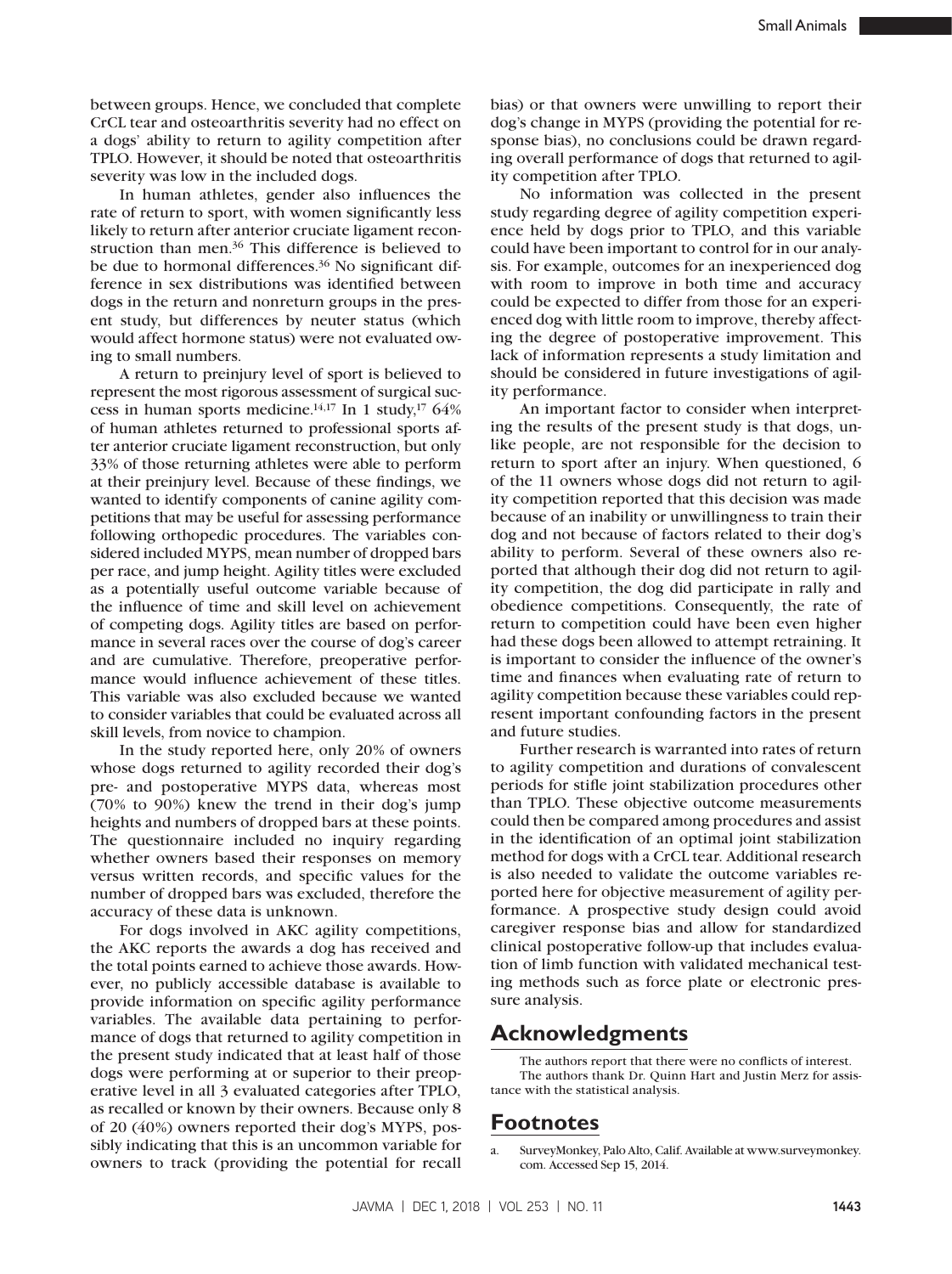between groups. Hence, we concluded that complete CrCL tear and osteoarthritis severity had no effect on a dogs' ability to return to agility competition after TPLO. However, it should be noted that osteoarthritis severity was low in the included dogs.

In human athletes, gender also influences the rate of return to sport, with women significantly less likely to return after anterior cruciate ligament reconstruction than men.[36] This difference is believed to be due to hormonal differences.[36] No significant difference in sex distributions was identified between dogs in the return and nonreturn groups in the present study, but differences by neuter status (which would affect hormone status) were not evaluated owing to small numbers.

A return to preinjury level of sport is believed to represent the most rigorous assessment of surgical success in human sports medicine.[14,17] In 1 study,[17] 64% of human athletes returned to professional sports after anterior cruciate ligament reconstruction, but only 33% of those returning athletes were able to perform at their preinjury level. Because of these findings, we wanted to identify components of canine agility competitions that may be useful for assessing performance following orthopedic procedures. The variables considered included MYPS, mean number of dropped bars per race, and jump height. Agility titles were excluded as a potentially useful outcome variable because of the influence of time and skill level on achievement of competing dogs. Agility titles are based on performance in several races over the course of dog's career and are cumulative. Therefore, preoperative performance would influence achievement of these titles. This variable was also excluded because we wanted to consider variables that could be evaluated across all skill levels, from novice to champion.

In the study reported here, only 20% of owners whose dogs returned to agility recorded their dog's pre- and postoperative MYPS data, whereas most (70% to 90%) knew the trend in their dog's jump heights and numbers of dropped bars at these points. The questionnaire included no inquiry regarding whether owners based their responses on memory versus written records, and specific values for the number of dropped bars was excluded, therefore the accuracy of these data is unknown.

For dogs involved in AKC agility competitions, the AKC reports the awards a dog has received and the total points earned to achieve those awards. However, no publicly accessible database is available to provide information on specific agility performance variables. The available data pertaining to performance of dogs that returned to agility competition in the present study indicated that at least half of those dogs were performing at or superior to their preoperative level in all 3 evaluated categories after TPLO, as recalled or known by their owners. Because only 8 of 20 (40%) owners reported their dog's MYPS, possibly indicating that this is an uncommon variable for owners to track (providing the potential for recall bias) or that owners were unwilling to report their dog's change in MYPS (providing the potential for response bias), no conclusions could be drawn regarding overall performance of dogs that returned to agility competition after TPLO.

No information was collected in the present study regarding degree of agility competition experience held by dogs prior to TPLO, and this variable could have been important to control for in our analysis. For example, outcomes for an inexperienced dog with room to improve in both time and accuracy could be expected to differ from those for an experienced dog with little room to improve, thereby affecting the degree of postoperative improvement. This lack of information represents a study limitation and should be considered in future investigations of agility performance.

An important factor to consider when interpreting the results of the present study is that dogs, unlike people, are not responsible for the decision to return to sport after an injury. When questioned, 6 of the 11 owners whose dogs did not return to agility competition reported that this decision was made because of an inability or unwillingness to train their dog and not because of factors related to their dog's ability to perform. Several of these owners also reported that although their dog did not return to agility competition, the dog did participate in rally and obedience competitions. Consequently, the rate of return to competition could have been even higher had these dogs been allowed to attempt retraining. It is important to consider the influence of the owner's time and finances when evaluating rate of return to agility competition because these variables could represent important confounding factors in the present and future studies.

Further research is warranted into rates of return to agility competition and durations of convalescent periods for stifle joint stabilization procedures other than TPLO. These objective outcome measurements could then be compared among procedures and assist in the identification of an optimal joint stabilization method for dogs with a CrCL tear. Additional research is also needed to validate the outcome variables reported here for objective measurement of agility performance. A prospective study design could avoid caregiver response bias and allow for standardized clinical postoperative follow-up that includes evaluation of limb function with validated mechanical testing methods such as force plate or electronic pressure analysis.

## Acknowledgments

The authors report that there were no conflicts of interest.

The authors thank Dr. Quinn Hart and Justin Merz for assistance with the statistical analysis.

## Footnotes

a. SurveyMonkey, Palo Alto, Calif. Available at www.surveymonkey.com. Accessed Sep 15, 2014.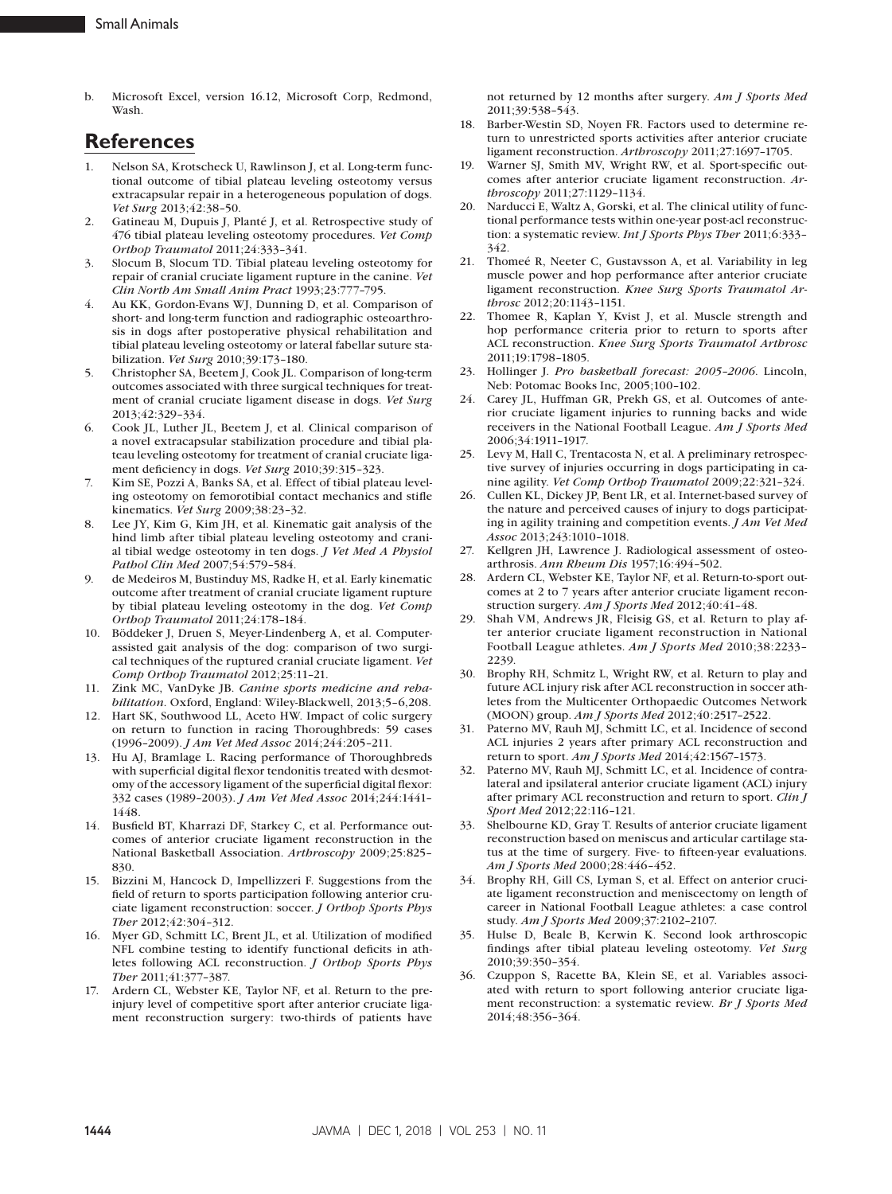b. Microsoft Excel, version 16.12, Microsoft Corp, Redmond, Wash.

## References

1. Nelson SA, Krotscheck U, Rawlinson J, et al. Long-term functional outcome of tibial plateau leveling osteotomy versus extracapsular repair in a heterogeneous population of dogs. *Vet Surg* 2013;42:38–50.
2. Gatineau M, Dupuis J, Planté J, et al. Retrospective study of 476 tibial plateau leveling osteotomy procedures. *Vet Comp Orthop Traumatol* 2011;24:333–341.
3. Slocum B, Slocum TD. Tibial plateau leveling osteotomy for repair of cranial cruciate ligament rupture in the canine. *Vet Clin North Am Small Anim Pract* 1993;23:777–795.
4. Au KK, Gordon-Evans WJ, Dunning D, et al. Comparison of short- and long-term function and radiographic osteoarthrosis in dogs after postoperative physical rehabilitation and tibial plateau leveling osteotomy or lateral fabellar suture stabilization. *Vet Surg* 2010;39:173–180.
5. Christopher SA, Beetem J, Cook JL. Comparison of long-term outcomes associated with three surgical techniques for treatment of cranial cruciate ligament disease in dogs. *Vet Surg* 2013;42:329–334.
6. Cook JL, Luther JL, Beetem J, et al. Clinical comparison of a novel extracapsular stabilization procedure and tibial plateau leveling osteotomy for treatment of cranial cruciate ligament deficiency in dogs. *Vet Surg* 2010;39:315–323.
7. Kim SE, Pozzi A, Banks SA, et al. Effect of tibial plateau leveling osteotomy on femorotibial contact mechanics and stifle kinematics. *Vet Surg* 2009;38:23–32.
8. Lee JY, Kim G, Kim JH, et al. Kinematic gait analysis of the hind limb after tibial plateau leveling osteotomy and cranial tibial wedge osteotomy in ten dogs. *J Vet Med A Physiol Pathol Clin Med* 2007;54:579–584.
9. de Medeiros M, Bustinduy MS, Radke H, et al. Early kinematic outcome after treatment of cranial cruciate ligament rupture by tibial plateau leveling osteotomy in the dog. *Vet Comp Orthop Traumatol* 2011;24:178–184.
10. Böddeker J, Druen S, Meyer-Lindenberg A, et al. Computer-assisted gait analysis of the dog: comparison of two surgical techniques of the ruptured cranial cruciate ligament. *Vet Comp Orthop Traumatol* 2012;25:11–21.
11. Zink MC, VanDyke JB. *Canine sports medicine and rehabilitation*. Oxford, England: Wiley-Blackwell, 2013;5–6,208.
12. Hart SK, Southwood LL, Aceto HW. Impact of colic surgery on return to function in racing Thoroughbreds: 59 cases (1996–2009). *J Am Vet Med Assoc* 2014;244:205–211.
13. Hu AJ, Bramlage L. Racing performance of Thoroughbreds with superficial digital flexor tendonitis treated with desmotomy of the accessory ligament of the superficial digital flexor: 332 cases (1989–2003). *J Am Vet Med Assoc* 2014;244:1441–1448.
14. Busfield BT, Kharrazi DF, Starkey C, et al. Performance outcomes of anterior cruciate ligament reconstruction in the National Basketball Association. *Arthroscopy* 2009;25:825–830.
15. Bizzini M, Hancock D, Impellizzeri F. Suggestions from the field of return to sports participation following anterior cruciate ligament reconstruction: soccer. *J Orthop Sports Phys Ther* 2012;42:304–312.
16. Myer GD, Schmitt LC, Brent JL, et al. Utilization of modified NFL combine testing to identify functional deficits in athletes following ACL reconstruction. *J Orthop Sports Phys Ther* 2011;41:377–387.
17. Ardern CL, Webster KE, Taylor NF, et al. Return to the preinjury level of competitive sport after anterior cruciate ligament reconstruction surgery: two-thirds of patients have not returned by 12 months after surgery. *Am J Sports Med* 2011;39:538–543.
18. Barber-Westin SD, Noyen FR. Factors used to determine return to unrestricted sports activities after anterior cruciate ligament reconstruction. *Arthroscopy* 2011;27:1697–1705.
19. Warner SJ, Smith MV, Wright RW, et al. Sport-specific outcomes after anterior cruciate ligament reconstruction. *Arthroscopy* 2011;27:1129–1134.
20. Narducci E, Waltz A, Gorski, et al. The clinical utility of functional performance tests within one-year post-acl reconstruction: a systematic review. *Int J Sports Phys Ther* 2011;6:333–342.
21. Thomeé R, Neeter C, Gustavsson A, et al. Variability in leg muscle power and hop performance after anterior cruciate ligament reconstruction. *Knee Surg Sports Traumatol Arthrosc* 2012;20:1143–1151.
22. Thomee R, Kaplan Y, Kvist J, et al. Muscle strength and hop performance criteria prior to return to sports after ACL reconstruction. *Knee Surg Sports Traumatol Arthrosc* 2011;19:1798–1805.
23. Hollinger J. *Pro basketball forecast: 2005–2006*. Lincoln, Neb: Potomac Books Inc, 2005;100–102.
24. Carey JL, Huffman GR, Prekh GS, et al. Outcomes of anterior cruciate ligament injuries to running backs and wide receivers in the National Football League. *Am J Sports Med* 2006;34:1911–1917.
25. Levy M, Hall C, Trentacosta N, et al. A preliminary retrospective survey of injuries occurring in dogs participating in canine agility. *Vet Comp Orthop Traumatol* 2009;22:321–324.
26. Cullen KL, Dickey JP, Bent LR, et al. Internet-based survey of the nature and perceived causes of injury to dogs participating in agility training and competition events. *J Am Vet Med Assoc* 2013;243:1010–1018.
27. Kellgren JH, Lawrence J. Radiological assessment of osteoarthrosis. *Ann Rheum Dis* 1957;16:494–502.
28. Ardern CL, Webster KE, Taylor NF, et al. Return-to-sport outcomes at 2 to 7 years after anterior cruciate ligament reconstruction surgery. *Am J Sports Med* 2012;40:41–48.
29. Shah VM, Andrews JR, Fleisig GS, et al. Return to play after anterior cruciate ligament reconstruction in National Football League athletes. *Am J Sports Med* 2010;38:2233–2239.
30. Brophy RH, Schmitz L, Wright RW, et al. Return to play and future ACL injury risk after ACL reconstruction in soccer athletes from the Multicenter Orthopaedic Outcomes Network (MOON) group. *Am J Sports Med* 2012;40:2517–2522.
31. Paterno MV, Rauh MJ, Schmitt LC, et al. Incidence of second ACL injuries 2 years after primary ACL reconstruction and return to sport. *Am J Sports Med* 2014;42:1567–1573.
32. Paterno MV, Rauh MJ, Schmitt LC, et al. Incidence of contralateral and ipsilateral anterior cruciate ligament (ACL) injury after primary ACL reconstruction and return to sport. *Clin J Sport Med* 2012;22:116–121.
33. Shelbourne KD, Gray T. Results of anterior cruciate ligament reconstruction based on meniscus and articular cartilage status at the time of surgery. Five- to fifteen-year evaluations. *Am J Sports Med* 2000;28:446–452.
34. Brophy RH, Gill CS, Lyman S, et al. Effect on anterior cruciate ligament reconstruction and meniscectomy on length of career in National Football League athletes: a case control study. *Am J Sports Med* 2009;37:2102–2107.
35. Hulse D, Beale B, Kerwin K. Second look arthroscopic findings after tibial plateau leveling osteotomy. *Vet Surg* 2010;39:350–354.
36. Czuppon S, Racette BA, Klein SE, et al. Variables associated with return to sport following anterior cruciate ligament reconstruction: a systematic review. *Br J Sports Med* 2014;48:356–364.